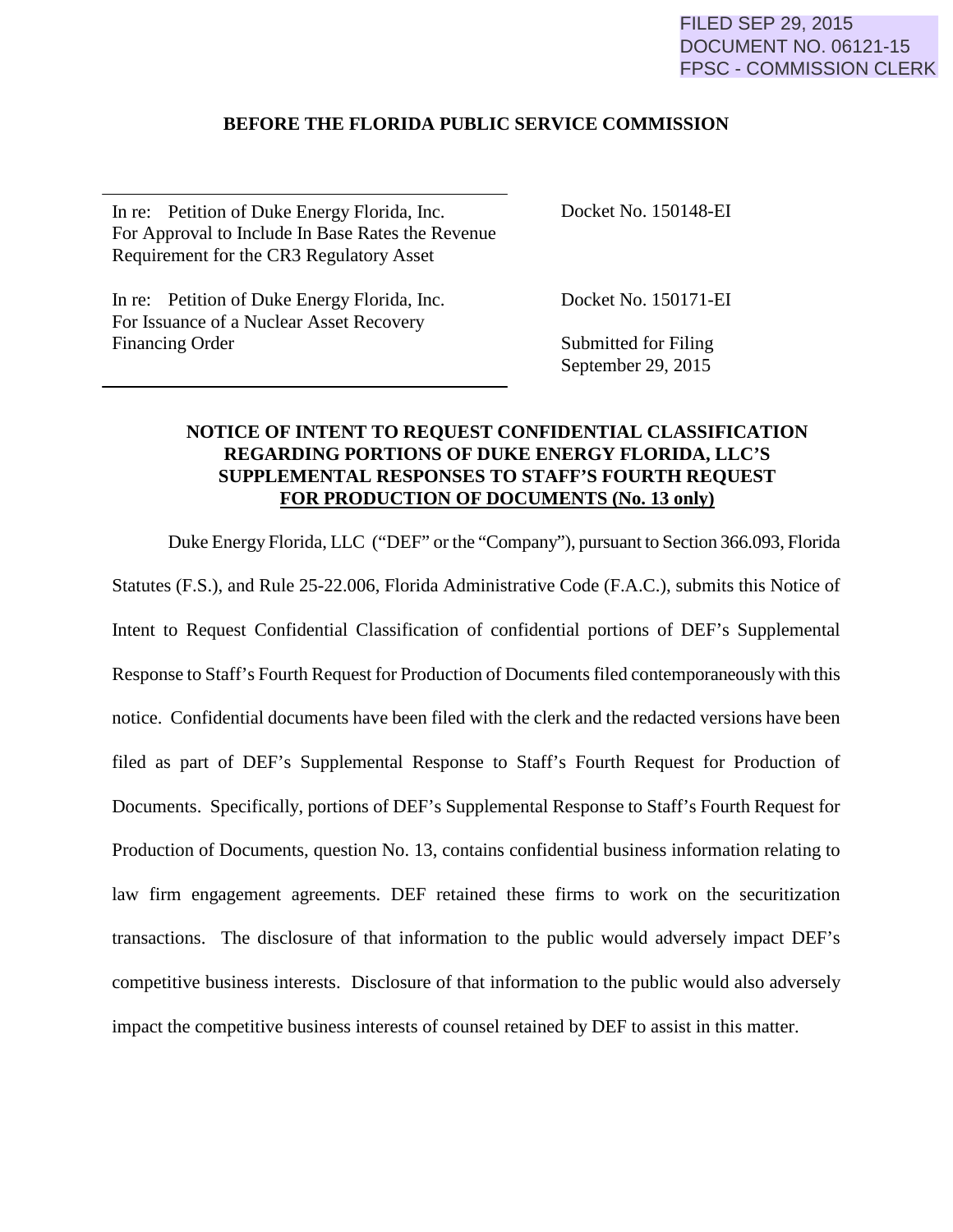FILED SEP 29, 2015
DOCUMENT NO. 06121-15
FPSC - COMMISSION CLERK

**BEFORE THE FLORIDA PUBLIC SERVICE COMMISSION**

| | |
|---|---|
| In re: Petition of Duke Energy Florida, Inc. For Approval to Include In Base Rates the Revenue Requirement for the CR3 Regulatory Asset | Docket No. 150148-EI |
| In re: Petition of Duke Energy Florida, Inc. For Issuance of a Nuclear Asset Recovery Financing Order | Docket No. 150171-EI<br><br>Submitted for Filing<br>September 29, 2015 |

**NOTICE OF INTENT TO REQUEST CONFIDENTIAL CLASSIFICATION REGARDING PORTIONS OF DUKE ENERGY FLORIDA, LLC'S SUPPLEMENTAL RESPONSES TO STAFF'S FOURTH REQUEST <u>FOR PRODUCTION OF DOCUMENTS (No. 13 only)</u>**

Duke Energy Florida, LLC ("DEF" or the "Company"), pursuant to Section 366.093, Florida Statutes (F.S.), and Rule 25-22.006, Florida Administrative Code (F.A.C.), submits this Notice of Intent to Request Confidential Classification of confidential portions of DEF's Supplemental Response to Staff's Fourth Request for Production of Documents filed contemporaneously with this notice. Confidential documents have been filed with the clerk and the redacted versions have been filed as part of DEF's Supplemental Response to Staff's Fourth Request for Production of Documents. Specifically, portions of DEF's Supplemental Response to Staff's Fourth Request for Production of Documents, question No. 13, contains confidential business information relating to law firm engagement agreements. DEF retained these firms to work on the securitization transactions. The disclosure of that information to the public would adversely impact DEF's competitive business interests. Disclosure of that information to the public would also adversely impact the competitive business interests of counsel retained by DEF to assist in this matter.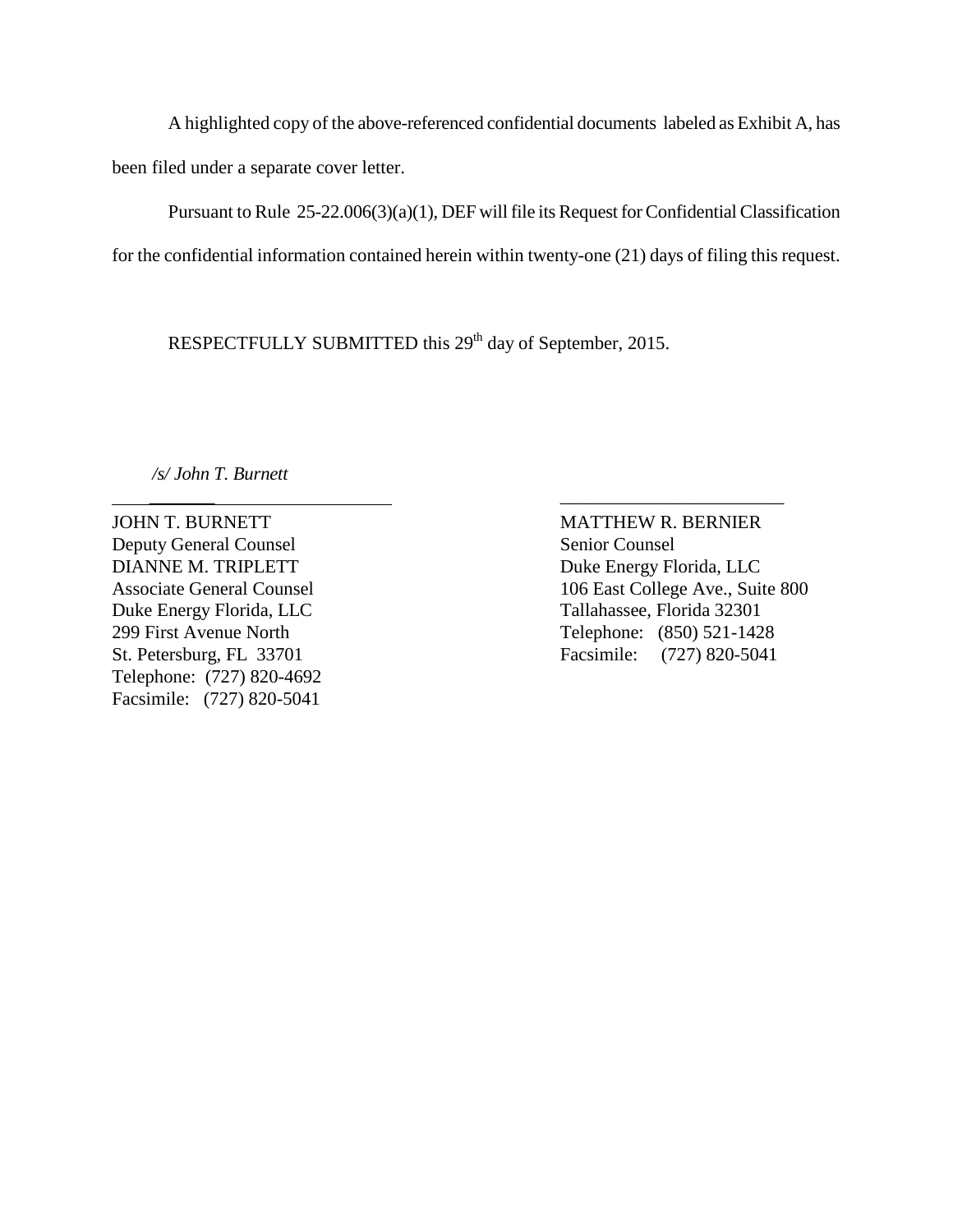A highlighted copy of the above-referenced confidential documents labeled as Exhibit A, has been filed under a separate cover letter.

Pursuant to Rule 25-22.006(3)(a)(1), DEF will file its Request for Confidential Classification for the confidential information contained herein within twenty-one (21) days of filing this request.

RESPECTFULLY SUBMITTED this 29th day of September, 2015.

*/s/ John T. Burnett*

JOHN T. BURNETT
Deputy General Counsel
DIANNE M. TRIPLETT
Associate General Counsel
Duke Energy Florida, LLC
299 First Avenue North
St. Petersburg, FL 33701
Telephone: (727) 820-4692
Facsimile: (727) 820-5041

MATTHEW R. BERNIER
Senior Counsel
Duke Energy Florida, LLC
106 East College Ave., Suite 800
Tallahassee, Florida 32301
Telephone: (850) 521-1428
Facsimile: (727) 820-5041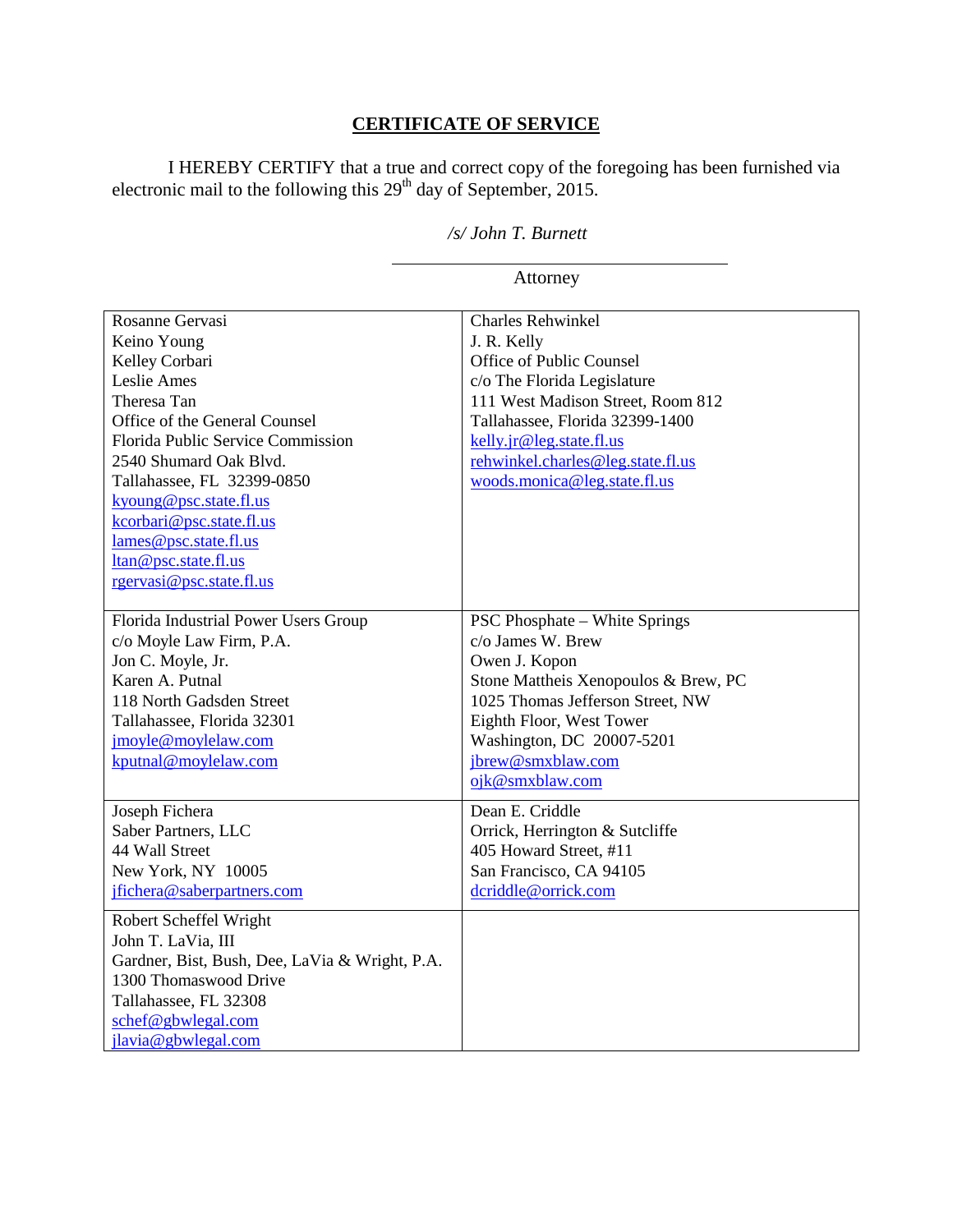# CERTIFICATE OF SERVICE

I HEREBY CERTIFY that a true and correct copy of the foregoing has been furnished via electronic mail to the following this 29th day of September, 2015.

*/s/ John T. Burnett*

Attorney

| | |
|---|---|
| Rosanne Gervasi<br>Keino Young<br>Kelley Corbari<br>Leslie Ames<br>Theresa Tan<br>Office of the General Counsel<br>Florida Public Service Commission<br>2540 Shumard Oak Blvd.<br>Tallahassee, FL 32399-0850<br>kyoung@psc.state.fl.us<br>kcorbari@psc.state.fl.us<br>lames@psc.state.fl.us<br>ltan@psc.state.fl.us<br>rgervasi@psc.state.fl.us | Charles Rehwinkel<br>J. R. Kelly<br>Office of Public Counsel<br>c/o The Florida Legislature<br>111 West Madison Street, Room 812<br>Tallahassee, Florida 32399-1400<br>kelly.jr@leg.state.fl.us<br>rehwinkel.charles@leg.state.fl.us<br>woods.monica@leg.state.fl.us |
| Florida Industrial Power Users Group<br>c/o Moyle Law Firm, P.A.<br>Jon C. Moyle, Jr.<br>Karen A. Putnal<br>118 North Gadsden Street<br>Tallahassee, Florida 32301<br>jmoyle@moylelaw.com<br>kputnal@moylelaw.com | PSC Phosphate – White Springs<br>c/o James W. Brew<br>Owen J. Kopon<br>Stone Mattheis Xenopoulos & Brew, PC<br>1025 Thomas Jefferson Street, NW<br>Eighth Floor, West Tower<br>Washington, DC 20007-5201<br>jbrew@smxblaw.com<br>ojk@smxblaw.com |
| Joseph Fichera<br>Saber Partners, LLC<br>44 Wall Street<br>New York, NY 10005<br>jfichera@saberpartners.com | Dean E. Criddle<br>Orrick, Herrington & Sutcliffe<br>405 Howard Street, #11<br>San Francisco, CA 94105<br>dcriddle@orrick.com |
| Robert Scheffel Wright<br>John T. LaVia, III<br>Gardner, Bist, Bush, Dee, LaVia & Wright, P.A.<br>1300 Thomaswood Drive<br>Tallahassee, FL 32308<br>schef@gbwlegal.com<br>jlavia@gbwlegal.com | |